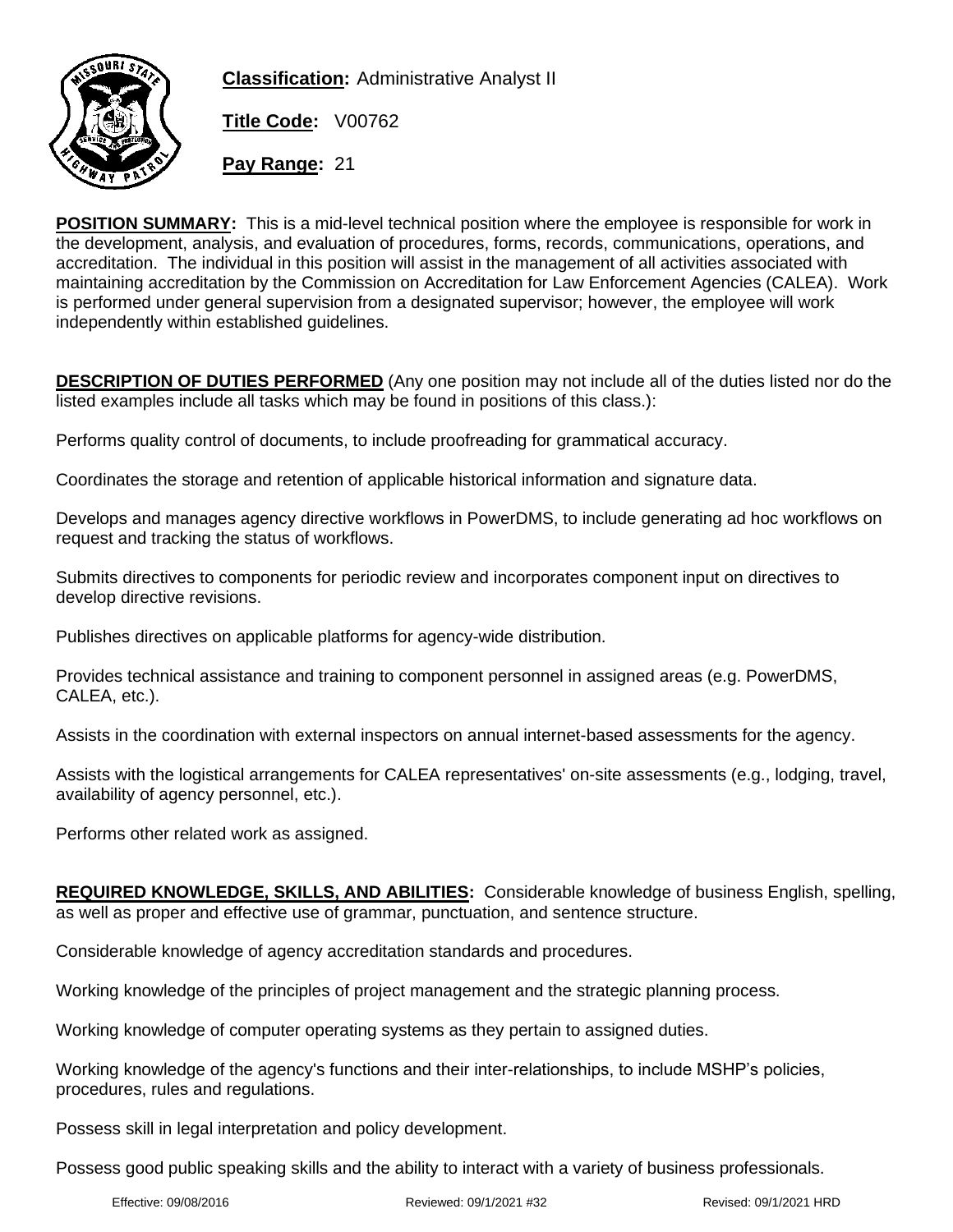**Classification:** Administrative Analyst II

**Title Code:** V00762

**Pay Range:** 21

**POSITION SUMMARY:** This is a mid-level technical position where the employee is responsible for work in the development, analysis, and evaluation of procedures, forms, records, communications, operations, and accreditation. The individual in this position will assist in the management of all activities associated with maintaining accreditation by the Commission on Accreditation for Law Enforcement Agencies (CALEA). Work is performed under general supervision from a designated supervisor; however, the employee will work independently within established guidelines.

**DESCRIPTION OF DUTIES PERFORMED** (Any one position may not include all of the duties listed nor do the listed examples include all tasks which may be found in positions of this class.):

Performs quality control of documents, to include proofreading for grammatical accuracy.

Coordinates the storage and retention of applicable historical information and signature data.

Develops and manages agency directive workflows in PowerDMS, to include generating ad hoc workflows on request and tracking the status of workflows.

Submits directives to components for periodic review and incorporates component input on directives to develop directive revisions.

Publishes directives on applicable platforms for agency-wide distribution.

Provides technical assistance and training to component personnel in assigned areas (e.g. PowerDMS, CALEA, etc.).

Assists in the coordination with external inspectors on annual internet-based assessments for the agency.

Assists with the logistical arrangements for CALEA representatives' on-site assessments (e.g., lodging, travel, availability of agency personnel, etc.).

Performs other related work as assigned.

**REQUIRED KNOWLEDGE, SKILLS, AND ABILITIES:** Considerable knowledge of business English, spelling, as well as proper and effective use of grammar, punctuation, and sentence structure.

Considerable knowledge of agency accreditation standards and procedures.

Working knowledge of the principles of project management and the strategic planning process.

Working knowledge of computer operating systems as they pertain to assigned duties.

Working knowledge of the agency's functions and their inter-relationships, to include MSHP's policies, procedures, rules and regulations.

Possess skill in legal interpretation and policy development.

Possess good public speaking skills and the ability to interact with a variety of business professionals.

Effective: 09/08/2016 Reviewed: 09/1/2021 #32 Revised: 09/1/2021 HRD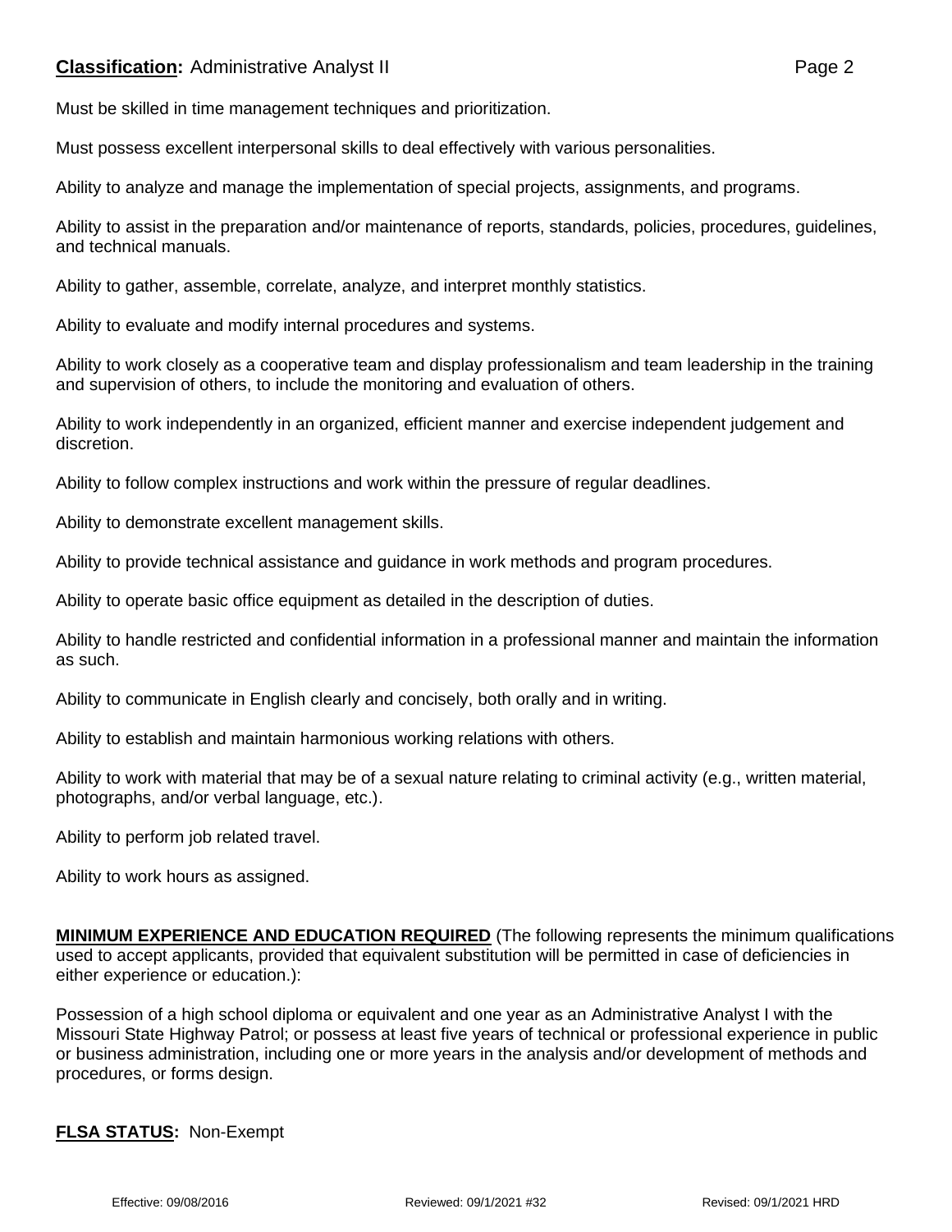Must be skilled in time management techniques and prioritization.

Must possess excellent interpersonal skills to deal effectively with various personalities.

Ability to analyze and manage the implementation of special projects, assignments, and programs.

Ability to assist in the preparation and/or maintenance of reports, standards, policies, procedures, guidelines, and technical manuals.

Ability to gather, assemble, correlate, analyze, and interpret monthly statistics.

Ability to evaluate and modify internal procedures and systems.

Ability to work closely as a cooperative team and display professionalism and team leadership in the training and supervision of others, to include the monitoring and evaluation of others.

Ability to work independently in an organized, efficient manner and exercise independent judgement and discretion.

Ability to follow complex instructions and work within the pressure of regular deadlines.

Ability to demonstrate excellent management skills.

Ability to provide technical assistance and guidance in work methods and program procedures.

Ability to operate basic office equipment as detailed in the description of duties.

Ability to handle restricted and confidential information in a professional manner and maintain the information as such.

Ability to communicate in English clearly and concisely, both orally and in writing.

Ability to establish and maintain harmonious working relations with others.

Ability to work with material that may be of a sexual nature relating to criminal activity (e.g., written material, photographs, and/or verbal language, etc.).

Ability to perform job related travel.

Ability to work hours as assigned.

**MINIMUM EXPERIENCE AND EDUCATION REQUIRED** (The following represents the minimum qualifications used to accept applicants, provided that equivalent substitution will be permitted in case of deficiencies in either experience or education.):

Possession of a high school diploma or equivalent and one year as an Administrative Analyst I with the Missouri State Highway Patrol; or possess at least five years of technical or professional experience in public or business administration, including one or more years in the analysis and/or development of methods and procedures, or forms design.

**FLSA STATUS:** Non-Exempt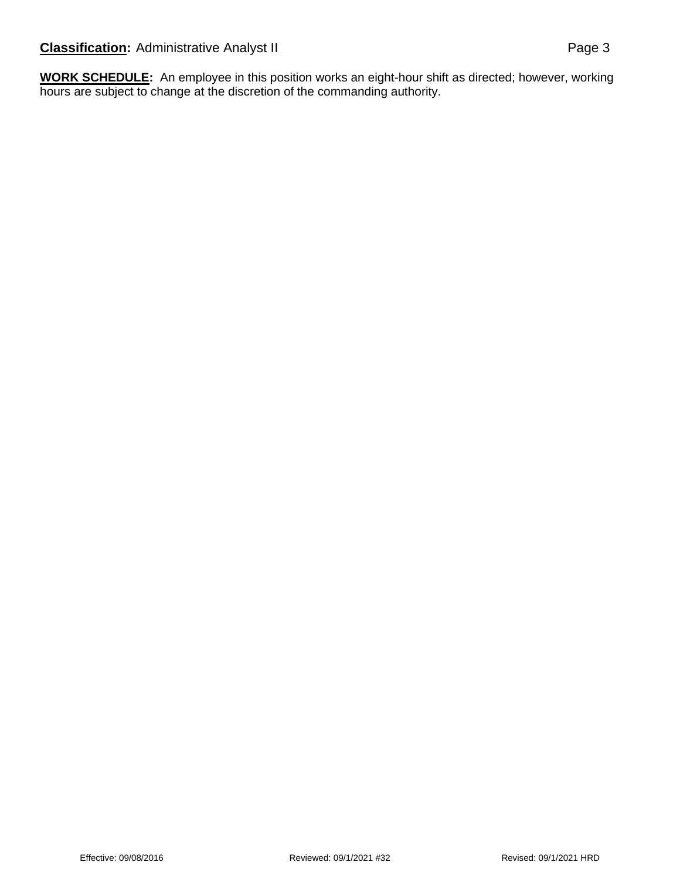**WORK SCHEDULE:** An employee in this position works an eight-hour shift as directed; however, working hours are subject to change at the discretion of the commanding authority.